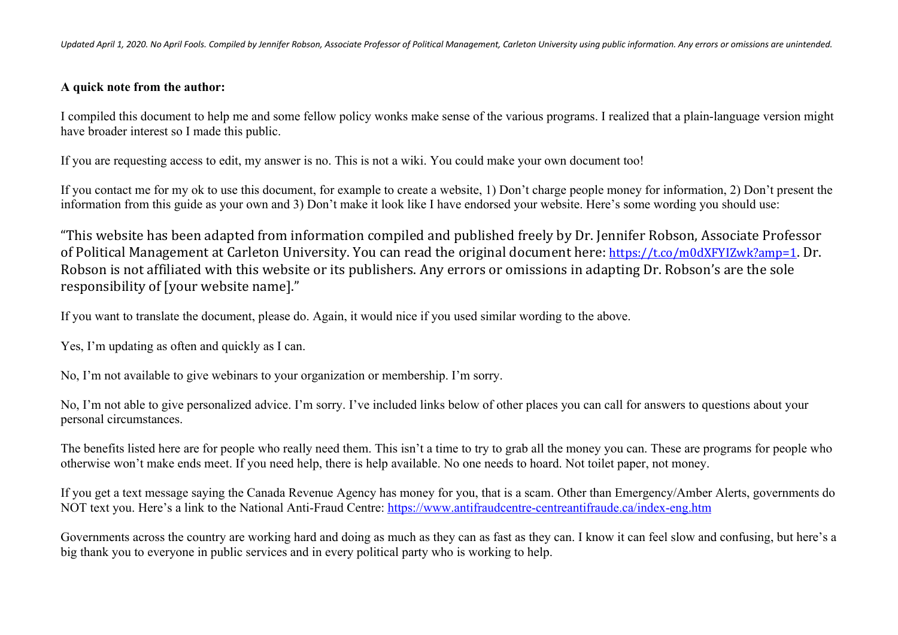*Updated April 1, 2020. No April Fools. Compiled by Jennifer Robson, Associate Professor of Political Management, Carleton University using public information. Any errors or omissions are unintended.*

**A quick note from the author:**

I compiled this document to help me and some fellow policy wonks make sense of the various programs. I realized that a plain-language version might have broader interest so I made this public.

If you are requesting access to edit, my answer is no. This is not a wiki. You could make your own document too!

If you contact me for my ok to use this document, for example to create a website, 1) Don't charge people money for information, 2) Don't present the information from this guide as your own and 3) Don't make it look like I have endorsed your website. Here's some wording you should use:

"This website has been adapted from information compiled and published freely by Dr. Jennifer Robson, Associate Professor of Political Management at Carleton University. You can read the original document here: https://t.co/m0dXFYIZwk?amp=1. Dr. Robson is not affiliated with this website or its publishers. Any errors or omissions in adapting Dr. Robson's are the sole responsibility of [your website name]."

If you want to translate the document, please do. Again, it would nice if you used similar wording to the above.

Yes, I'm updating as often and quickly as I can.

No, I'm not available to give webinars to your organization or membership. I'm sorry.

No, I'm not able to give personalized advice. I'm sorry. I've included links below of other places you can call for answers to questions about your personal circumstances.

The benefits listed here are for people who really need them. This isn't a time to try to grab all the money you can. These are programs for people who otherwise won't make ends meet. If you need help, there is help available. No one needs to hoard. Not toilet paper, not money.

If you get a text message saying the Canada Revenue Agency has money for you, that is a scam. Other than Emergency/Amber Alerts, governments do NOT text you. Here's a link to the National Anti-Fraud Centre: https://www.antifraudcentre-centreantifraude.ca/index-eng.htm

Governments across the country are working hard and doing as much as they can as fast as they can. I know it can feel slow and confusing, but here's a big thank you to everyone in public services and in every political party who is working to help.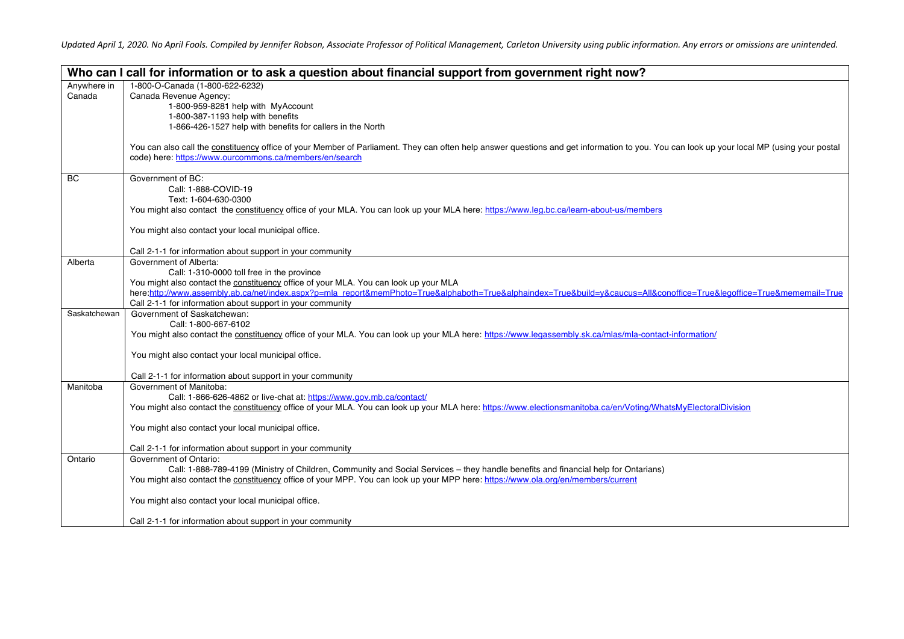*Updated April 1, 2020. No April Fools. Compiled by Jennifer Robson, Associate Professor of Political Management, Carleton University using public information. Any errors or omissions are unintended.*

| **Who can I call for information or to ask a question about financial support from government right now?** | |
|---|---|
| Anywhere in Canada | 1-800-O-Canada (1-800-622-6232)<br>Canada Revenue Agency:<br>1-800-959-8281 help with MyAccount<br>1-800-387-1193 help with benefits<br>1-866-426-1527 help with benefits for callers in the North<br><br>You can also call the constituency office of your Member of Parliament. They can often help answer questions and get information to you. You can look up your local MP (using your postal code) here: https://www.ourcommons.ca/members/en/search |
| BC | Government of BC:<br>Call: 1-888-COVID-19<br>Text: 1-604-630-0300<br>You might also contact the constituency office of your MLA. You can look up your MLA here: https://www.leg.bc.ca/learn-about-us/members<br><br>You might also contact your local municipal office.<br><br>Call 2-1-1 for information about support in your community |
| Alberta | Government of Alberta:<br>Call: 1-310-0000 toll free in the province<br>You might also contact the constituency office of your MLA. You can look up your MLA here:http://www.assembly.ab.ca/net/index.aspx?p=mla_report&memPhoto=True&alphaboth=True&alphaindex=True&build=y&caucus=All&conoffice=True&legoffice=True&mememail=True<br>Call 2-1-1 for information about support in your community |
| Saskatchewan | Government of Saskatchewan:<br>Call: 1-800-667-6102<br>You might also contact the constituency office of your MLA. You can look up your MLA here: https://www.legassembly.sk.ca/mlas/mla-contact-information/<br><br>You might also contact your local municipal office.<br><br>Call 2-1-1 for information about support in your community |
| Manitoba | Government of Manitoba:<br>Call: 1-866-626-4862 or live-chat at: https://www.gov.mb.ca/contact/<br>You might also contact the constituency office of your MLA. You can look up your MLA here: https://www.electionsmanitoba.ca/en/Voting/WhatsMyElectoralDivision<br><br>You might also contact your local municipal office.<br><br>Call 2-1-1 for information about support in your community |
| Ontario | Government of Ontario:<br>Call: 1-888-789-4199 (Ministry of Children, Community and Social Services – they handle benefits and financial help for Ontarians)<br>You might also contact the constituency office of your MPP. You can look up your MPP here: https://www.ola.org/en/members/current<br><br>You might also contact your local municipal office.<br><br>Call 2-1-1 for information about support in your community |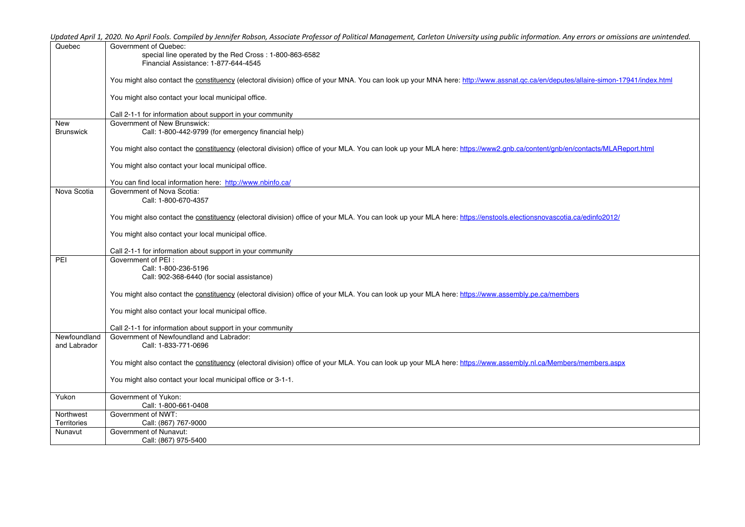*Updated April 1, 2020. No April Fools. Compiled by Jennifer Robson, Associate Professor of Political Management, Carleton University using public information. Any errors or omissions are unintended.*

| | |
|---|---|
| Quebec | Government of Quebec:<br>special line operated by the Red Cross : 1-800-863-6582<br>Financial Assistance: 1-877-644-4545<br><br>You might also contact the constituency (electoral division) office of your MNA. You can look up your MNA here: http://www.assnat.qc.ca/en/deputes/allaire-simon-17941/index.html<br><br>You might also contact your local municipal office.<br><br>Call 2-1-1 for information about support in your community |
| New Brunswick | Government of New Brunswick:<br>Call: 1-800-442-9799 (for emergency financial help)<br><br>You might also contact the constituency (electoral division) office of your MLA. You can look up your MLA here: https://www2.gnb.ca/content/gnb/en/contacts/MLAReport.html<br><br>You might also contact your local municipal office.<br><br>You can find local information here: http://www.nbinfo.ca/ |
| Nova Scotia | Government of Nova Scotia:<br>Call: 1-800-670-4357<br><br>You might also contact the constituency (electoral division) office of your MLA. You can look up your MLA here: https://enstools.electionsnovascotia.ca/edinfo2012/<br><br>You might also contact your local municipal office.<br><br>Call 2-1-1 for information about support in your community |
| PEI | Government of PEI :<br>Call: 1-800-236-5196<br>Call: 902-368-6440 (for social assistance)<br><br>You might also contact the constituency (electoral division) office of your MLA. You can look up your MLA here: https://www.assembly.pe.ca/members<br><br>You might also contact your local municipal office.<br><br>Call 2-1-1 for information about support in your community |
| Newfoundland and Labrador | Government of Newfoundland and Labrador:<br>Call: 1-833-771-0696<br><br>You might also contact the constituency (electoral division) office of your MLA. You can look up your MLA here: https://www.assembly.nl.ca/Members/members.aspx<br><br>You might also contact your local municipal office or 3-1-1. |
| Yukon | Government of Yukon:<br>Call: 1-800-661-0408 |
| Northwest Territories | Government of NWT:<br>Call: (867) 767-9000 |
| Nunavut | Government of Nunavut:<br>Call: (867) 975-5400 |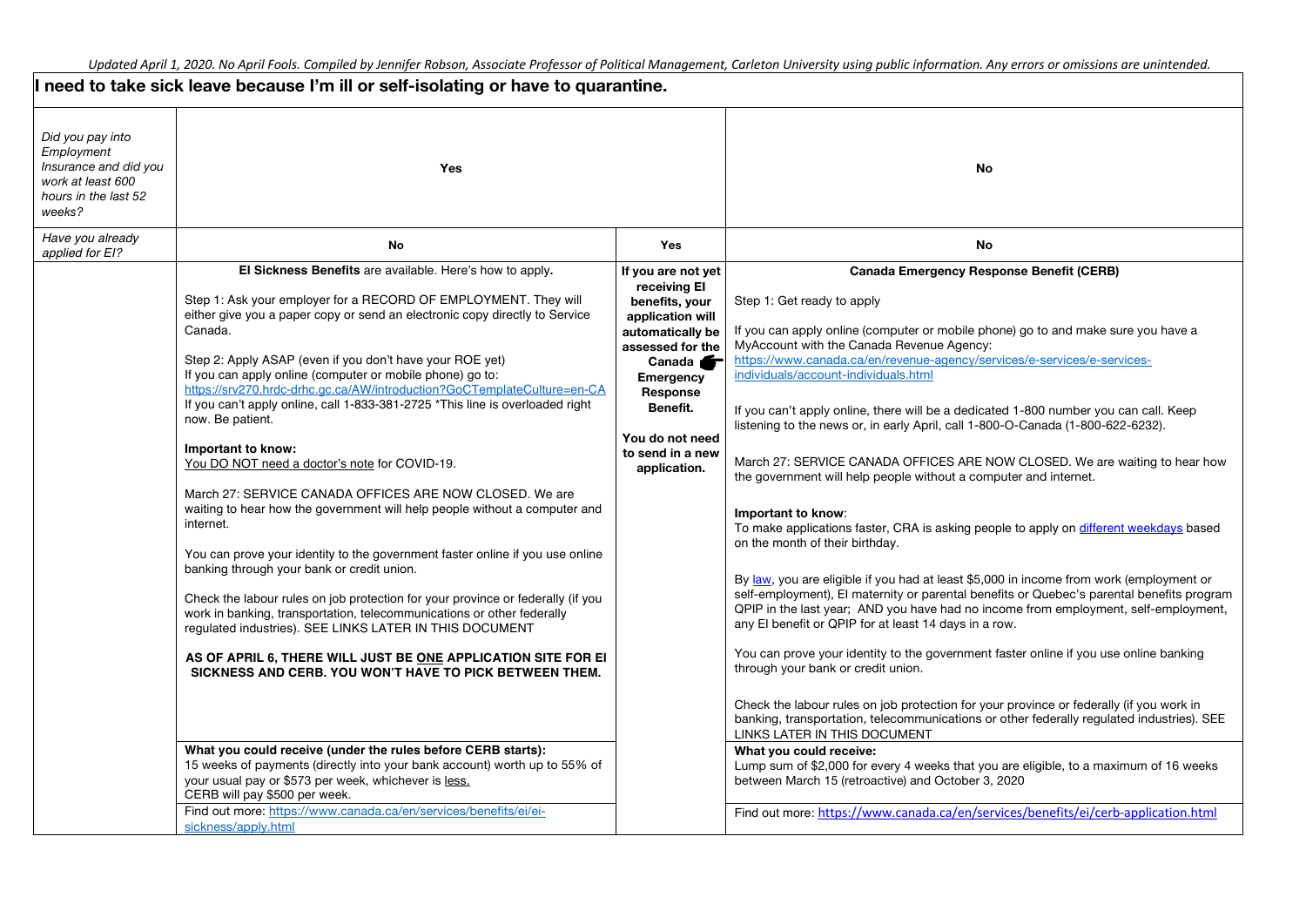Updated April 1, 2020. No April Fools. Compiled by Jennifer Robson, Associate Professor of Political Management, Carleton University using public information. Any errors or omissions are unintended.

## I need to take sick leave because I'm ill or self-isolating or have to quarantine.

| *Did you pay into Employment Insurance and did you work at least 600 hours in the last 52 weeks?* | **Yes** | | **No** |
|---|---|---|---|
| *Have you already applied for EI?* | **No** | **Yes** | **No** |
| | **EI Sickness Benefits** are available. Here's how to apply.<br><br>Step 1: Ask your employer for a RECORD OF EMPLOYMENT. They will either give you a paper copy or send an electronic copy directly to Service Canada.<br><br>Step 2: Apply ASAP (even if you don't have your ROE yet)<br>If you can apply online (computer or mobile phone) go to: https://srv270.hrdc-drhc.gc.ca/AW/introduction?GoCTemplateCulture=en-CA<br>If you can't apply online, call 1-833-381-2725 *This line is overloaded right now. Be patient.<br><br>**Important to know:**<br>You DO NOT need a doctor's note for COVID-19.<br><br>March 27: SERVICE CANADA OFFICES ARE NOW CLOSED. We are waiting to hear how the government will help people without a computer and internet.<br><br>You can prove your identity to the government faster online if you use online banking through your bank or credit union.<br><br>Check the labour rules on job protection for your province or federally (if you work in banking, transportation, telecommunications or other federally regulated industries). SEE LINKS LATER IN THIS DOCUMENT<br><br>**AS OF APRIL 6, THERE WILL JUST BE ONE APPLICATION SITE FOR EI SICKNESS AND CERB. YOU WON'T HAVE TO PICK BETWEEN THEM.** | **If you are not yet receiving EI benefits, your application will automatically be assessed for the Canada Emergency Response Benefit.**<br><br>**You do not need to send in a new application.** | **Canada Emergency Response Benefit (CERB)**<br><br>Step 1: Get ready to apply<br><br>If you can apply online (computer or mobile phone) go to and make sure you have a MyAccount with the Canada Revenue Agency: https://www.canada.ca/en/revenue-agency/services/e-services/e-services-individuals/account-individuals.html<br><br>If you can't apply online, there will be a dedicated 1-800 number you can call. Keep listening to the news or, in early April, call 1-800-O-Canada (1-800-622-6232).<br><br>March 27: SERVICE CANADA OFFICES ARE NOW CLOSED. We are waiting to hear how the government will help people without a computer and internet.<br><br>**Important to know**:<br>To make applications faster, CRA is asking people to apply on different weekdays based on the month of their birthday.<br><br>By law, you are eligible if you had at least $5,000 in income from work (employment or self-employment), EI maternity or parental benefits or Quebec's parental benefits program QPIP in the last year; AND you have had no income from employment, self-employment, any EI benefit or QPIP for at least 14 days in a row.<br><br>You can prove your identity to the government faster online if you use online banking through your bank or credit union.<br><br>Check the labour rules on job protection for your province or federally (if you work in banking, transportation, telecommunications or other federally regulated industries). SEE LINKS LATER IN THIS DOCUMENT |
| | **What you could receive (under the rules before CERB starts):**<br>15 weeks of payments (directly into your bank account) worth up to 55% of your usual pay or $573 per week, whichever is less.<br>CERB will pay $500 per week. | | **What you could receive:**<br>Lump sum of $2,000 for every 4 weeks that you are eligible, to a maximum of 16 weeks between March 15 (retroactive) and October 3, 2020 |
| | Find out more: https://www.canada.ca/en/services/benefits/ei/ei-sickness/apply.html | | Find out more: https://www.canada.ca/en/services/benefits/ei/cerb-application.html |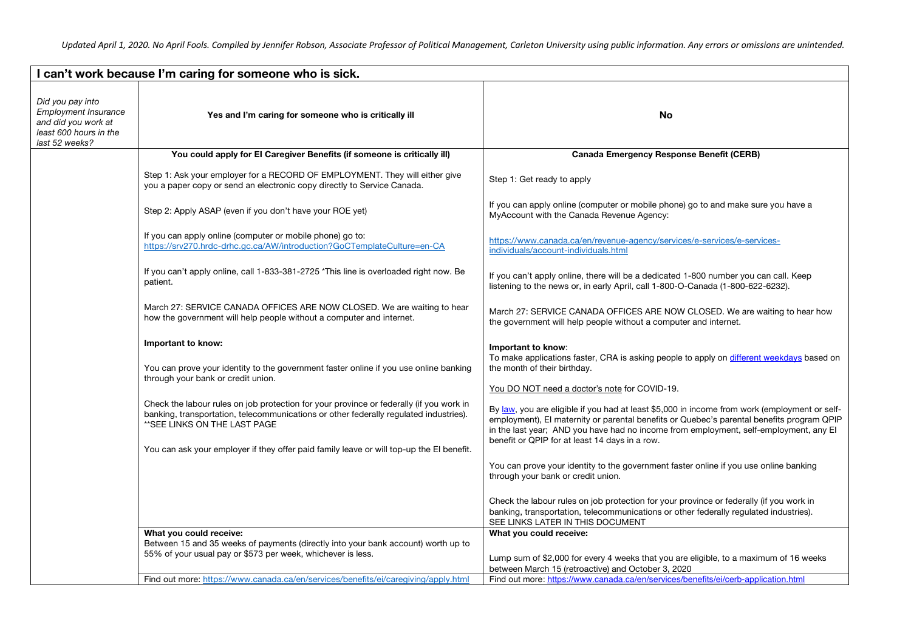*Updated April 1, 2020. No April Fools. Compiled by Jennifer Robson, Associate Professor of Political Management, Carleton University using public information. Any errors or omissions are unintended.*

| **I can't work because I'm caring for someone who is sick.** | | |
|---|---|---|
| *Did you pay into Employment Insurance and did you work at least 600 hours in the last 52 weeks?* | **Yes and I'm caring for someone who is critically ill** | **No** |
| | **You could apply for EI Caregiver Benefits (if someone is critically ill)** | **Canada Emergency Response Benefit (CERB)** |
| | Step 1: Ask your employer for a RECORD OF EMPLOYMENT. They will either give you a paper copy or send an electronic copy directly to Service Canada.<br><br>Step 2: Apply ASAP (even if you don't have your ROE yet)<br><br>If you can apply online (computer or mobile phone) go to: https://srv270.hrdc-drhc.gc.ca/AW/introduction?GoCTemplateCulture=en-CA<br><br>If you can't apply online, call 1-833-381-2725 *This line is overloaded right now. Be patient.<br><br>March 27: SERVICE CANADA OFFICES ARE NOW CLOSED. We are waiting to hear how the government will help people without a computer and internet.<br><br>**Important to know:**<br><br>You can prove your identity to the government faster online if you use online banking through your bank or credit union.<br><br>Check the labour rules on job protection for your province or federally (if you work in banking, transportation, telecommunications or other federally regulated industries). **SEE LINKS ON THE LAST PAGE<br><br>You can ask your employer if they offer paid family leave or will top-up the EI benefit. | Step 1: Get ready to apply<br><br>If you can apply online (computer or mobile phone) go to and make sure you have a MyAccount with the Canada Revenue Agency:<br><br>https://www.canada.ca/en/revenue-agency/services/e-services/e-services-individuals/account-individuals.html<br><br>If you can't apply online, there will be a dedicated 1-800 number you can call. Keep listening to the news or, in early April, call 1-800-O-Canada (1-800-622-6232).<br><br>March 27: SERVICE CANADA OFFICES ARE NOW CLOSED. We are waiting to hear how the government will help people without a computer and internet.<br><br>**Important to know**:<br>To make applications faster, CRA is asking people to apply on different weekdays based on the month of their birthday.<br><br>You DO NOT need a doctor's note for COVID-19.<br><br>By law, you are eligible if you had at least $5,000 in income from work (employment or self-employment), EI maternity or parental benefits or Quebec's parental benefits program QPIP in the last year; AND you have had no income from employment, self-employment, any EI benefit or QPIP for at least 14 days in a row.<br><br>You can prove your identity to the government faster online if you use online banking through your bank or credit union.<br><br>Check the labour rules on job protection for your province or federally (if you work in banking, transportation, telecommunications or other federally regulated industries). SEE LINKS LATER IN THIS DOCUMENT |
| | **What you could receive:**<br>Between 15 and 35 weeks of payments (directly into your bank account) worth up to 55% of your usual pay or $573 per week, whichever is less. | **What you could receive:**<br><br>Lump sum of $2,000 for every 4 weeks that you are eligible, to a maximum of 16 weeks between March 15 (retroactive) and October 3, 2020 |
| | Find out more: https://www.canada.ca/en/services/benefits/ei/caregiving/apply.html | Find out more: https://www.canada.ca/en/services/benefits/ei/cerb-application.html |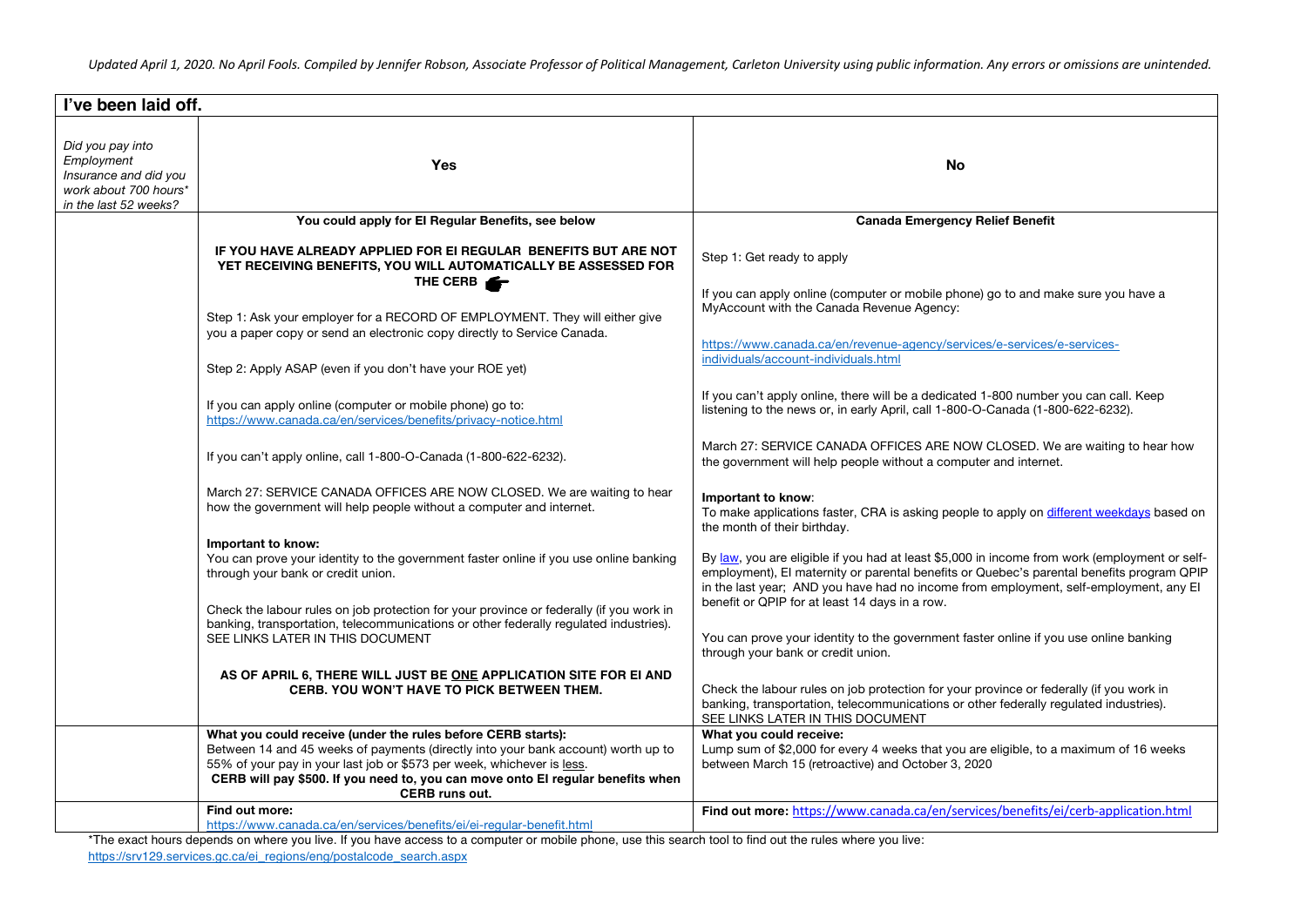*Updated April 1, 2020. No April Fools. Compiled by Jennifer Robson, Associate Professor of Political Management, Carleton University using public information. Any errors or omissions are unintended.*

| **I've been laid off.** | | |
|---|---|---|
| *Did you pay into Employment Insurance and did you work about 700 hours* in the last 52 weeks?* | **Yes** | **No** |
| | **You could apply for EI Regular Benefits, see below**<br><br>**IF YOU HAVE ALREADY APPLIED FOR EI REGULAR BENEFITS BUT ARE NOT YET RECEIVING BENEFITS, YOU WILL AUTOMATICALLY BE ASSESSED FOR THE CERB** 👉<br><br>Step 1: Ask your employer for a RECORD OF EMPLOYMENT. They will either give you a paper copy or send an electronic copy directly to Service Canada.<br><br>Step 2: Apply ASAP (even if you don't have your ROE yet)<br><br>If you can apply online (computer or mobile phone) go to: https://www.canada.ca/en/services/benefits/privacy-notice.html<br><br>If you can't apply online, call 1-800-O-Canada (1-800-622-6232).<br><br>March 27: SERVICE CANADA OFFICES ARE NOW CLOSED. We are waiting to hear how the government will help people without a computer and internet.<br><br>**Important to know:**<br>You can prove your identity to the government faster online if you use online banking through your bank or credit union.<br><br>Check the labour rules on job protection for your province or federally (if you work in banking, transportation, telecommunications or other federally regulated industries). SEE LINKS LATER IN THIS DOCUMENT<br><br>**AS OF APRIL 6, THERE WILL JUST BE ONE APPLICATION SITE FOR EI AND CERB. YOU WON'T HAVE TO PICK BETWEEN THEM.** | **Canada Emergency Relief Benefit**<br><br>Step 1: Get ready to apply<br><br>If you can apply online (computer or mobile phone) go to and make sure you have a MyAccount with the Canada Revenue Agency:<br><br>https://www.canada.ca/en/revenue-agency/services/e-services/e-services-individuals/account-individuals.html<br><br>If you can't apply online, there will be a dedicated 1-800 number you can call. Keep listening to the news or, in early April, call 1-800-O-Canada (1-800-622-6232).<br><br>March 27: SERVICE CANADA OFFICES ARE NOW CLOSED. We are waiting to hear how the government will help people without a computer and internet.<br><br>**Important to know**:<br>To make applications faster, CRA is asking people to apply on different weekdays based on the month of their birthday.<br><br>By law, you are eligible if you had at least $5,000 in income from work (employment or self-employment), EI maternity or parental benefits or Quebec's parental benefits program QPIP in the last year; AND you have had no income from employment, self-employment, any EI benefit or QPIP for at least 14 days in a row.<br><br>You can prove your identity to the government faster online if you use online banking through your bank or credit union.<br><br>Check the labour rules on job protection for your province or federally (if you work in banking, transportation, telecommunications or other federally regulated industries). SEE LINKS LATER IN THIS DOCUMENT |
| | **What you could receive (under the rules before CERB starts):**<br>Between 14 and 45 weeks of payments (directly into your bank account) worth up to 55% of your pay in your last job or $573 per week, whichever is less.<br>**CERB will pay $500. If you need to, you can move onto EI regular benefits when CERB runs out.** | **What you could receive:**<br>Lump sum of $2,000 for every 4 weeks that you are eligible, to a maximum of 16 weeks between March 15 (retroactive) and October 3, 2020 |
| | **Find out more:**<br>https://www.canada.ca/en/services/benefits/ei/ei-regular-benefit.html | **Find out more:** https://www.canada.ca/en/services/benefits/ei/cerb-application.html |

*The exact hours depends on where you live. If you have access to a computer or mobile phone, use this search tool to find out the rules where you live: https://srv129.services.gc.ca/ei_regions/eng/postalcode_search.aspx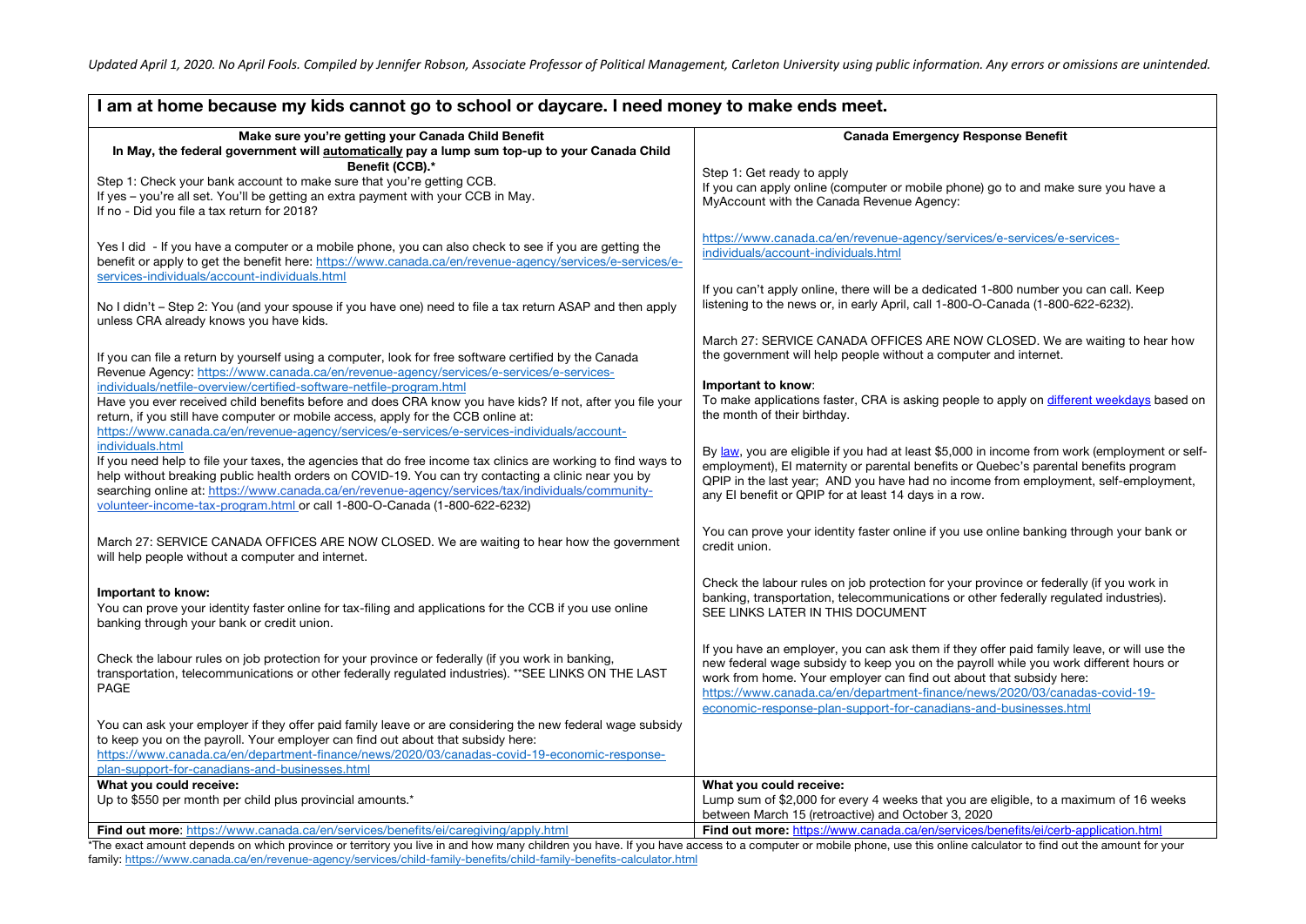## I am at home because my kids cannot go to school or daycare. I need money to make ends meet.

### Make sure you're getting your Canada Child Benefit

**In May, the federal government will automatically pay a lump sum top-up to your Canada Child Benefit (CCB).***

Step 1: Check your bank account to make sure that you're getting CCB.
If yes – you're all set. You'll be getting an extra payment with your CCB in May.
If no - Did you file a tax return for 2018?

Yes I did - If you have a computer or a mobile phone, you can also check to see if you are getting the benefit or apply to get the benefit here: https://www.canada.ca/en/revenue-agency/services/e-services/e-services-individuals/account-individuals.html

No I didn't – Step 2: You (and your spouse if you have one) need to file a tax return ASAP and then apply unless CRA already knows you have kids.

If you can file a return by yourself using a computer, look for free software certified by the Canada Revenue Agency: https://www.canada.ca/en/revenue-agency/services/e-services/e-services-individuals/netfile-overview/certified-software-netfile-program.html
Have you ever received child benefits before and does CRA know you have kids? If not, after you file your return, if you still have computer or mobile access, apply for the CCB online at: https://www.canada.ca/en/revenue-agency/services/e-services/e-services-individuals/account-individuals.html
If you need help to file your taxes, the agencies that do free income tax clinics are working to find ways to help without breaking public health orders on COVID-19. You can try contacting a clinic near you by searching online at: https://www.canada.ca/en/revenue-agency/services/tax/individuals/community-volunteer-income-tax-program.html or call 1-800-O-Canada (1-800-622-6232)

March 27: SERVICE CANADA OFFICES ARE NOW CLOSED. We are waiting to hear how the government will help people without a computer and internet.

**Important to know:**
You can prove your identity faster online for tax-filing and applications for the CCB if you use online banking through your bank or credit union.

Check the labour rules on job protection for your province or federally (if you work in banking, transportation, telecommunications or other federally regulated industries). **SEE LINKS ON THE LAST PAGE

You can ask your employer if they offer paid family leave or are considering the new federal wage subsidy to keep you on the payroll. Your employer can find out about that subsidy here: https://www.canada.ca/en/department-finance/news/2020/03/canadas-covid-19-economic-response-plan-support-for-canadians-and-businesses.html

**What you could receive:**
Up to $550 per month per child plus provincial amounts.*

**Find out more**: https://www.canada.ca/en/services/benefits/ei/caregiving/apply.html

### Canada Emergency Response Benefit

Step 1: Get ready to apply
If you can apply online (computer or mobile phone) go to and make sure you have a MyAccount with the Canada Revenue Agency:

https://www.canada.ca/en/revenue-agency/services/e-services/e-services-individuals/account-individuals.html

If you can't apply online, there will be a dedicated 1-800 number you can call. Keep listening to the news or, in early April, call 1-800-O-Canada (1-800-622-6232).

March 27: SERVICE CANADA OFFICES ARE NOW CLOSED. We are waiting to hear how the government will help people without a computer and internet.

**Important to know**:
To make applications faster, CRA is asking people to apply on different weekdays based on the month of their birthday.

By law, you are eligible if you had at least $5,000 in income from work (employment or self-employment), EI maternity or parental benefits or Quebec's parental benefits program QPIP in the last year; AND you have had no income from employment, self-employment, any EI benefit or QPIP for at least 14 days in a row.

You can prove your identity faster online if you use online banking through your bank or credit union.

Check the labour rules on job protection for your province or federally (if you work in banking, transportation, telecommunications or other federally regulated industries). SEE LINKS LATER IN THIS DOCUMENT

If you have an employer, you can ask them if they offer paid family leave, or will use the new federal wage subsidy to keep you on the payroll while you work different hours or work from home. Your employer can find out about that subsidy here: https://www.canada.ca/en/department-finance/news/2020/03/canadas-covid-19-economic-response-plan-support-for-canadians-and-businesses.html

**What you could receive:**
Lump sum of $2,000 for every 4 weeks that you are eligible, to a maximum of 16 weeks between March 15 (retroactive) and October 3, 2020

**Find out more:** https://www.canada.ca/en/services/benefits/ei/cerb-application.html

*The exact amount depends on which province or territory you live in and how many children you have. If you have access to a computer or mobile phone, use this online calculator to find out the amount for your family: https://www.canada.ca/en/revenue-agency/services/child-family-benefits/child-family-benefits-calculator.html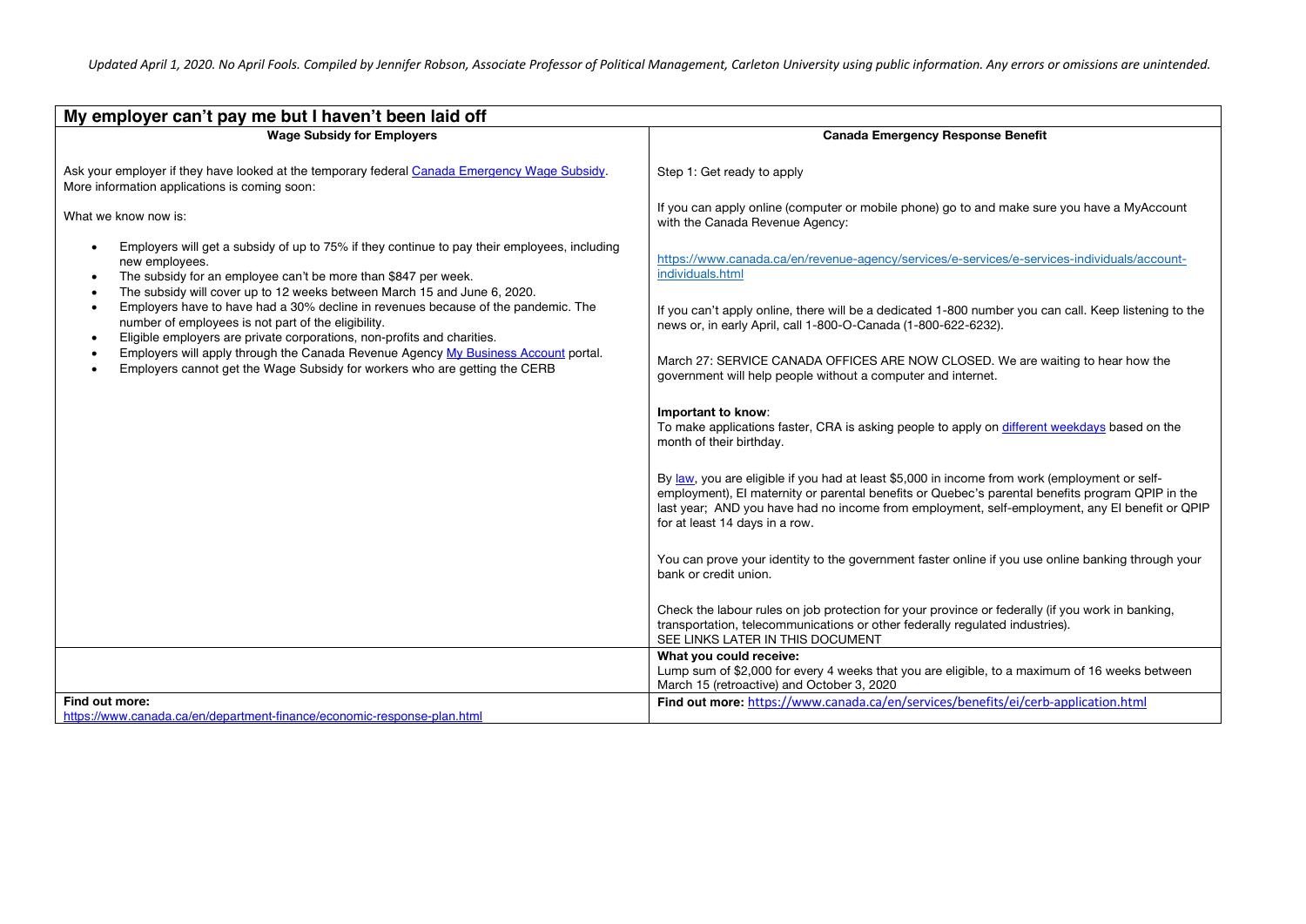*Updated April 1, 2020. No April Fools. Compiled by Jennifer Robson, Associate Professor of Political Management, Carleton University using public information. Any errors or omissions are unintended.*

## My employer can't pay me but I haven't been laid off

| **Wage Subsidy for Employers** | **Canada Emergency Response Benefit** |
|---|---|
| Ask your employer if they have looked at the temporary federal [Canada Emergency Wage Subsidy](). More information applications is coming soon:<br><br>What we know now is:<br><br>• Employers will get a subsidy of up to 75% if they continue to pay their employees, including new employees.<br>• The subsidy for an employee can't be more than $847 per week.<br>• The subsidy will cover up to 12 weeks between March 15 and June 6, 2020.<br>• Employers have to have had a 30% decline in revenues because of the pandemic. The number of employees is not part of the eligibility.<br>• Eligible employers are private corporations, non-profits and charities.<br>• Employers will apply through the Canada Revenue Agency [My Business Account]() portal.<br>• Employers cannot get the Wage Subsidy for workers who are getting the CERB | Step 1: Get ready to apply<br><br>If you can apply online (computer or mobile phone) go to and make sure you have a MyAccount with the Canada Revenue Agency:<br><br>https://www.canada.ca/en/revenue-agency/services/e-services/e-services-individuals/account-individuals.html<br><br>If you can't apply online, there will be a dedicated 1-800 number you can call. Keep listening to the news or, in early April, call 1-800-O-Canada (1-800-622-6232).<br><br>March 27: SERVICE CANADA OFFICES ARE NOW CLOSED. We are waiting to hear how the government will help people without a computer and internet.<br><br>**Important to know**:<br>To make applications faster, CRA is asking people to apply on [different weekdays]() based on the month of their birthday.<br><br>By [law](), you are eligible if you had at least $5,000 in income from work (employment or self-employment), EI maternity or parental benefits or Quebec's parental benefits program QPIP in the last year; AND you have had no income from employment, self-employment, any EI benefit or QPIP for at least 14 days in a row.<br><br>You can prove your identity to the government faster online if you use online banking through your bank or credit union.<br><br>Check the labour rules on job protection for your province or federally (if you work in banking, transportation, telecommunications or other federally regulated industries).<br>SEE LINKS LATER IN THIS DOCUMENT |
| | **What you could receive:**<br>Lump sum of $2,000 for every 4 weeks that you are eligible, to a maximum of 16 weeks between March 15 (retroactive) and October 3, 2020 |
| **Find out more:**<br>https://www.canada.ca/en/department-finance/economic-response-plan.html | **Find out more:** https://www.canada.ca/en/services/benefits/ei/cerb-application.html |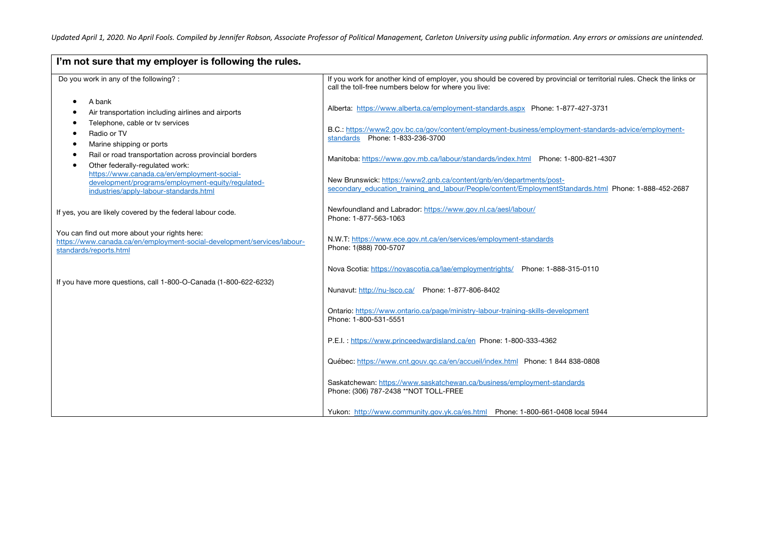*Updated April 1, 2020. No April Fools. Compiled by Jennifer Robson, Associate Professor of Political Management, Carleton University using public information. Any errors or omissions are unintended.*

## I'm not sure that my employer is following the rules.

Do you work in any of the following? :

- A bank
- Air transportation including airlines and airports
- Telephone, cable or tv services
- Radio or TV
- Marine shipping or ports
- Rail or road transportation across provincial borders
- Other federally-regulated work: https://www.canada.ca/en/employment-social-development/programs/employment-equity/regulated-industries/apply-labour-standards.html

If yes, you are likely covered by the federal labour code.

You can find out more about your rights here: https://www.canada.ca/en/employment-social-development/services/labour-standards/reports.html

If you have more questions, call 1-800-O-Canada (1-800-622-6232)

If you work for another kind of employer, you should be covered by provincial or territorial rules. Check the links or call the toll-free numbers below for where you live:

Alberta: https://www.alberta.ca/employment-standards.aspx Phone: 1-877-427-3731

B.C.: https://www2.gov.bc.ca/gov/content/employment-business/employment-standards-advice/employment-standards Phone: 1-833-236-3700

Manitoba: https://www.gov.mb.ca/labour/standards/index.html Phone: 1-800-821-4307

New Brunswick: https://www2.gnb.ca/content/gnb/en/departments/post-secondary_education_training_and_labour/People/content/EmploymentStandards.html Phone: 1-888-452-2687

Newfoundland and Labrador: https://www.gov.nl.ca/aesl/labour/ Phone: 1-877-563-1063

N.W.T: https://www.ece.gov.nt.ca/en/services/employment-standards Phone: 1(888) 700-5707

Nova Scotia: https://novascotia.ca/lae/employmentrights/ Phone: 1-888-315-0110

Nunavut: http://nu-lsco.ca/ Phone: 1-877-806-8402

Ontario: https://www.ontario.ca/page/ministry-labour-training-skills-development Phone: 1-800-531-5551

P.E.I. : https://www.princeedwardisland.ca/en Phone: 1-800-333-4362

Québec: https://www.cnt.gouv.qc.ca/en/accueil/index.html Phone: 1 844 838-0808

Saskatchewan: https://www.saskatchewan.ca/business/employment-standards Phone: (306) 787-2438 **NOT TOLL-FREE

Yukon: http://www.community.gov.yk.ca/es.html Phone: 1-800-661-0408 local 5944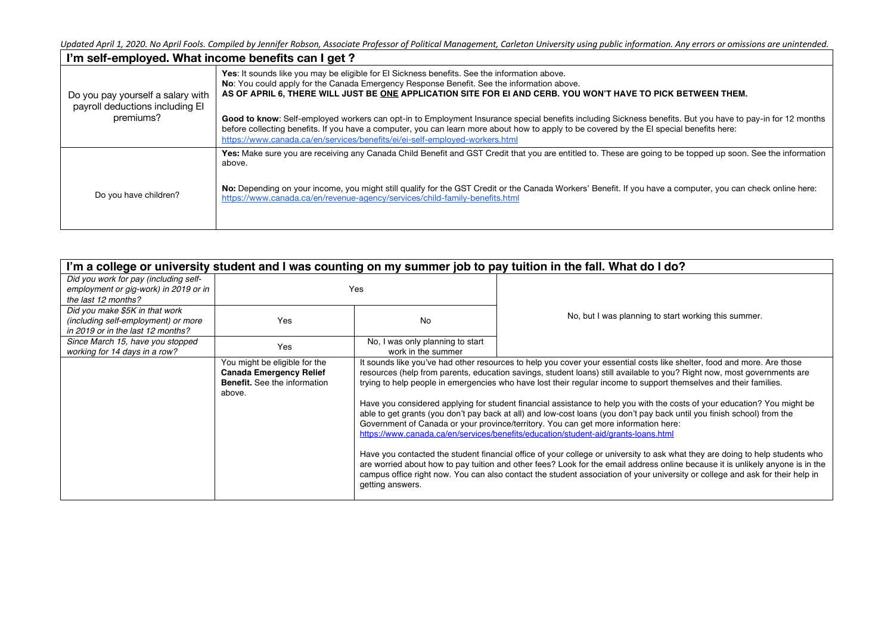| I'm self-employed. What income benefits can I get ? | |
|---|---|
| Do you pay yourself a salary with payroll deductions including EI premiums? | **Yes**: It sounds like you may be eligible for EI Sickness benefits. See the information above.<br>**No**: You could apply for the Canada Emergency Response Benefit. See the information above.<br>**AS OF APRIL 6, THERE WILL JUST BE ONE APPLICATION SITE FOR EI AND CERB. YOU WON'T HAVE TO PICK BETWEEN THEM.**<br><br>**Good to know**: Self-employed workers can opt-in to Employment Insurance special benefits including Sickness benefits. But you have to pay-in for 12 months before collecting benefits. If you have a computer, you can learn more about how to apply to be covered by the EI special benefits here: https://www.canada.ca/en/services/benefits/ei/ei-self-employed-workers.html |
| Do you have children? | **Yes:** Make sure you are receiving any Canada Child Benefit and GST Credit that you are entitled to. These are going to be topped up soon. See the information above.<br><br>**No:** Depending on your income, you might still qualify for the GST Credit or the Canada Workers' Benefit. If you have a computer, you can check online here: https://www.canada.ca/en/revenue-agency/services/child-family-benefits.html |

| I'm a college or university student and I was counting on my summer job to pay tuition in the fall. What do I do? | | | |
|---|---|---|---|
| *Did you work for pay (including self-employment or gig-work) in 2019 or in the last 12 months?* | Yes | | No, but I was planning to start working this summer. |
| *Did you make $5K in that work (including self-employment) or more in 2019 or in the last 12 months?* | Yes | No | |
| *Since March 15, have you stopped working for 14 days in a row?* | Yes | No, I was only planning to start work in the summer | |
| | You might be eligible for the **Canada Emergency Relief Benefit.** See the information above. | It sounds like you've had other resources to help you cover your essential costs like shelter, food and more. Are those resources (help from parents, education savings, student loans) still available to you? Right now, most governments are trying to help people in emergencies who have lost their regular income to support themselves and their families.<br><br>Have you considered applying for student financial assistance to help you with the costs of your education? You might be able to get grants (you don't pay back at all) and low-cost loans (you don't pay back until you finish school) from the Government of Canada or your province/territory. You can get more information here: https://www.canada.ca/en/services/benefits/education/student-aid/grants-loans.html<br><br>Have you contacted the student financial office of your college or university to ask what they are doing to help students who are worried about how to pay tuition and other fees? Look for the email address online because it is unlikely anyone is in the campus office right now. You can also contact the student association of your university or college and ask for their help in getting answers. | |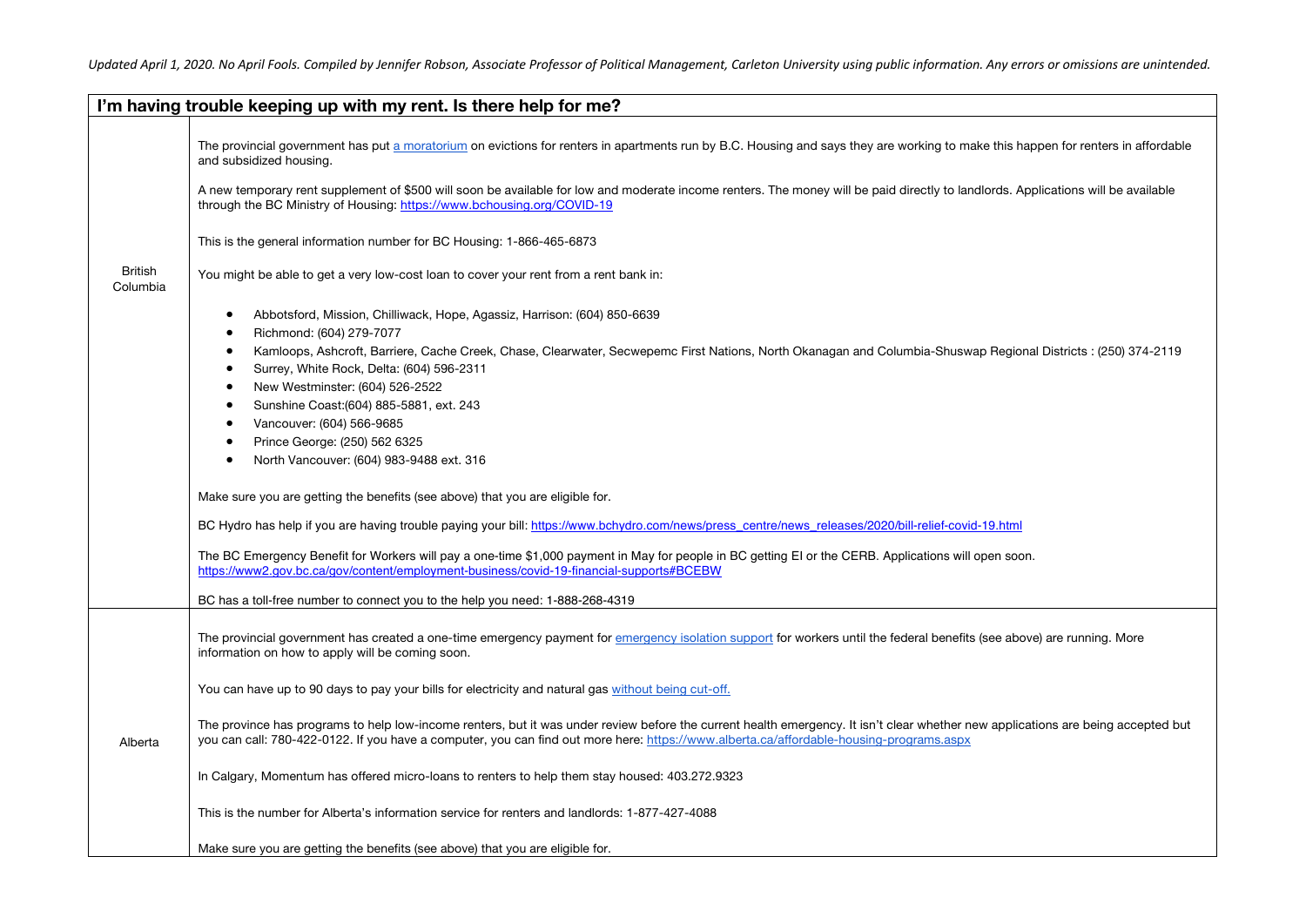*Updated April 1, 2020. No April Fools. Compiled by Jennifer Robson, Associate Professor of Political Management, Carleton University using public information. Any errors or omissions are unintended.*

| **I'm having trouble keeping up with my rent. Is there help for me?** | |
|---|---|
| British Columbia | The provincial government has put a moratorium on evictions for renters in apartments run by B.C. Housing and says they are working to make this happen for renters in affordable and subsidized housing.<br><br>A new temporary rent supplement of $500 will soon be available for low and moderate income renters. The money will be paid directly to landlords. Applications will be available through the BC Ministry of Housing: https://www.bchousing.org/COVID-19<br><br>This is the general information number for BC Housing: 1-866-465-6873<br><br>You might be able to get a very low-cost loan to cover your rent from a rent bank in:<br><br>• Abbotsford, Mission, Chilliwack, Hope, Agassiz, Harrison: (604) 850-6639<br>• Richmond: (604) 279-7077<br>• Kamloops, Ashcroft, Barriere, Cache Creek, Chase, Clearwater, Secwepemc First Nations, North Okanagan and Columbia-Shuswap Regional Districts : (250) 374-2119<br>• Surrey, White Rock, Delta: (604) 596-2311<br>• New Westminster: (604) 526-2522<br>• Sunshine Coast:(604) 885-5881, ext. 243<br>• Vancouver: (604) 566-9685<br>• Prince George: (250) 562 6325<br>• North Vancouver: (604) 983-9488 ext. 316<br><br>Make sure you are getting the benefits (see above) that you are eligible for.<br><br>BC Hydro has help if you are having trouble paying your bill: https://www.bchydro.com/news/press_centre/news_releases/2020/bill-relief-covid-19.html<br><br>The BC Emergency Benefit for Workers will pay a one-time $1,000 payment in May for people in BC getting EI or the CERB. Applications will open soon. https://www2.gov.bc.ca/gov/content/employment-business/covid-19-financial-supports#BCEBW<br><br>BC has a toll-free number to connect you to the help you need: 1-888-268-4319 |
| Alberta | The provincial government has created a one-time emergency payment for emergency isolation support for workers until the federal benefits (see above) are running. More information on how to apply will be coming soon.<br><br>You can have up to 90 days to pay your bills for electricity and natural gas without being cut-off.<br><br>The province has programs to help low-income renters, but it was under review before the current health emergency. It isn't clear whether new applications are being accepted but you can call: 780-422-0122. If you have a computer, you can find out more here: https://www.alberta.ca/affordable-housing-programs.aspx<br><br>In Calgary, Momentum has offered micro-loans to renters to help them stay housed: 403.272.9323<br><br>This is the number for Alberta's information service for renters and landlords: 1-877-427-4088<br><br>Make sure you are getting the benefits (see above) that you are eligible for. |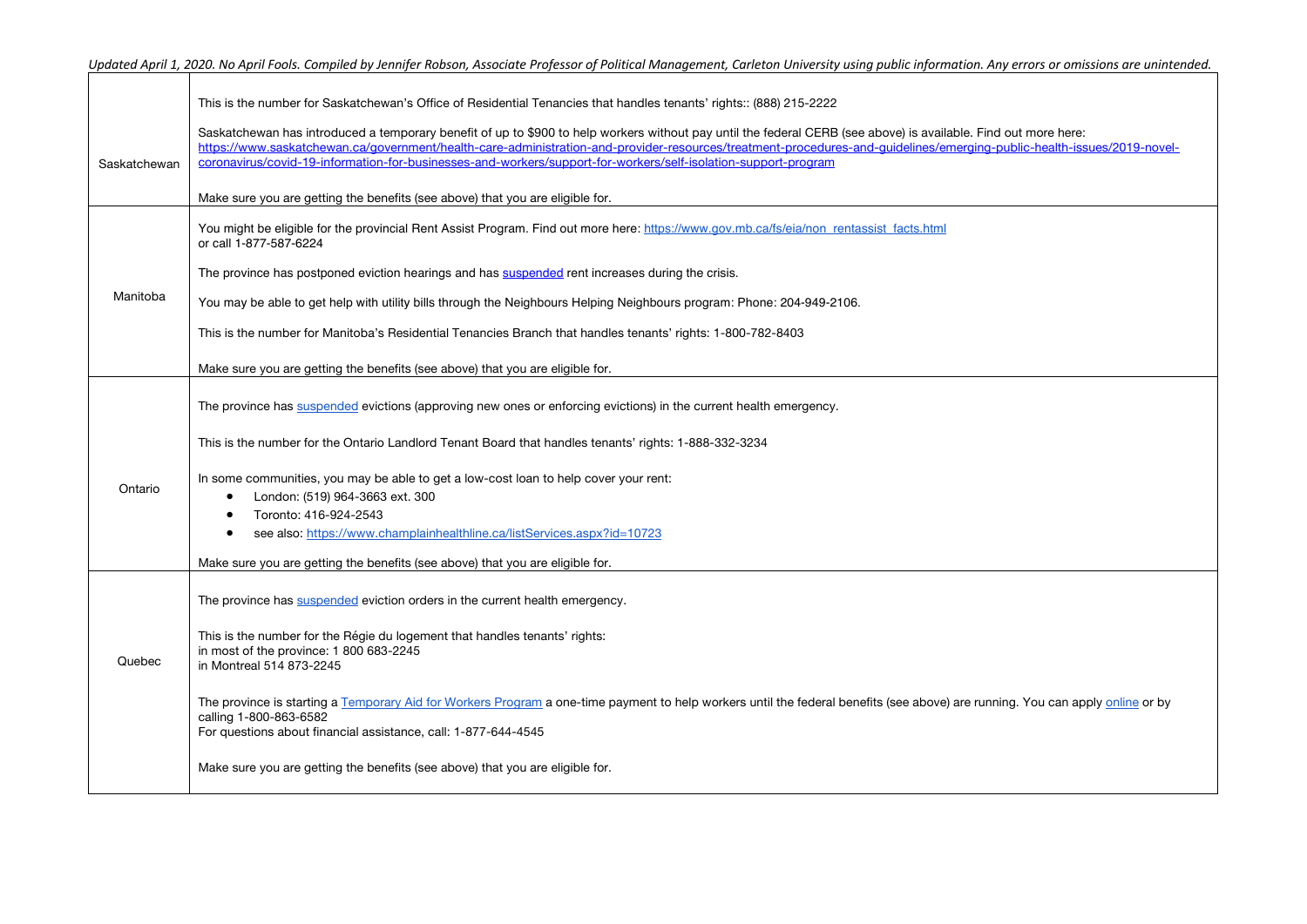| | |
|---|---|
| Saskatchewan | This is the number for Saskatchewan's Office of Residential Tenancies that handles tenants' rights:: (888) 215-2222<br><br>Saskatchewan has introduced a temporary benefit of up to $900 to help workers without pay until the federal CERB (see above) is available. Find out more here: https://www.saskatchewan.ca/government/health-care-administration-and-provider-resources/treatment-procedures-and-guidelines/emerging-public-health-issues/2019-novel-coronavirus/covid-19-information-for-businesses-and-workers/support-for-workers/self-isolation-support-program<br><br>Make sure you are getting the benefits (see above) that you are eligible for. |
| Manitoba | You might be eligible for the provincial Rent Assist Program. Find out more here: https://www.gov.mb.ca/fs/eia/non_rentassist_facts.html or call 1-877-587-6224<br><br>The province has postponed eviction hearings and has suspended rent increases during the crisis.<br><br>You may be able to get help with utility bills through the Neighbours Helping Neighbours program: Phone: 204-949-2106.<br><br>This is the number for Manitoba's Residential Tenancies Branch that handles tenants' rights: 1-800-782-8403<br><br>Make sure you are getting the benefits (see above) that you are eligible for. |
| Ontario | The province has suspended evictions (approving new ones or enforcing evictions) in the current health emergency.<br><br>This is the number for the Ontario Landlord Tenant Board that handles tenants' rights: 1-888-332-3234<br><br>In some communities, you may be able to get a low-cost loan to help cover your rent:<br>• London: (519) 964-3663 ext. 300<br>• Toronto: 416-924-2543<br>• see also: https://www.champlainhealthline.ca/listServices.aspx?id=10723<br><br>Make sure you are getting the benefits (see above) that you are eligible for. |
| Quebec | The province has suspended eviction orders in the current health emergency.<br><br>This is the number for the Régie du logement that handles tenants' rights:<br>in most of the province: 1 800 683-2245<br>in Montreal 514 873-2245<br><br>The province is starting a Temporary Aid for Workers Program a one-time payment to help workers until the federal benefits (see above) are running. You can apply online or by calling 1-800-863-6582<br>For questions about financial assistance, call: 1-877-644-4545<br><br>Make sure you are getting the benefits (see above) that you are eligible for. |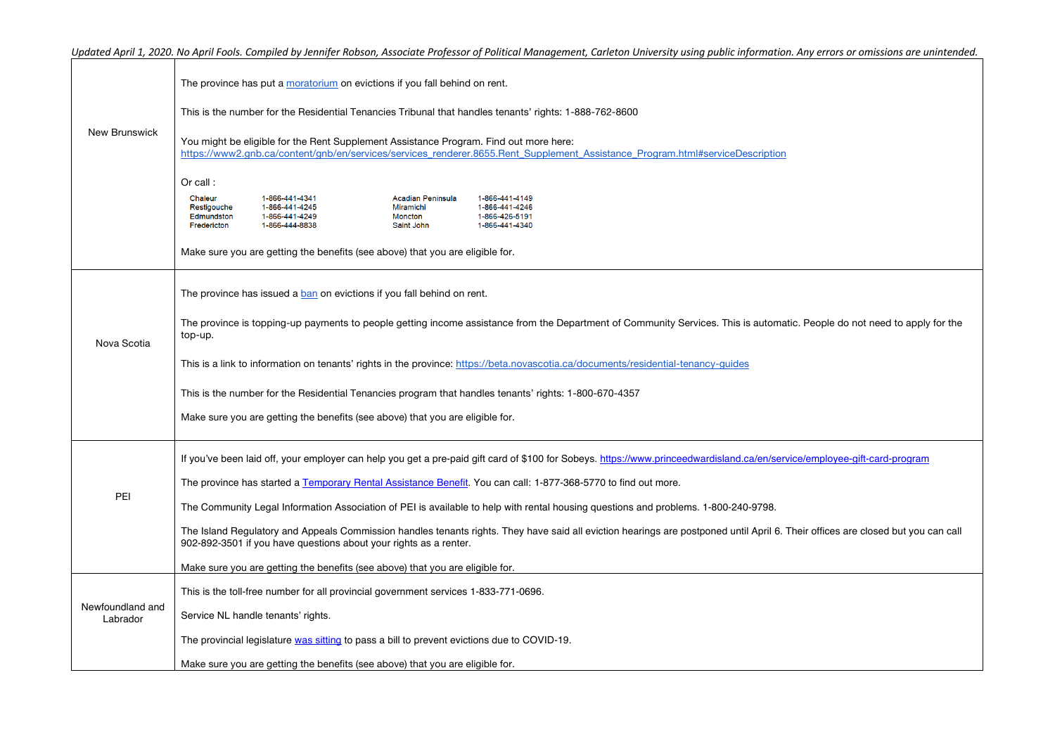*Updated April 1, 2020. No April Fools. Compiled by Jennifer Robson, Associate Professor of Political Management, Carleton University using public information. Any errors or omissions are unintended.*

| | |
|---|---|
| New Brunswick | The province has put a moratorium on evictions if you fall behind on rent.<br><br>This is the number for the Residential Tenancies Tribunal that handles tenants' rights: 1-888-762-8600<br><br>You might be eligible for the Rent Supplement Assistance Program. Find out more here: https://www2.gnb.ca/content/gnb/en/services/services_renderer.8655.Rent_Supplement_Assistance_Program.html#serviceDescription<br><br>Or call :<br><br>Chaleur 1-866-441-4341<br>Restigouche 1-866-441-4245<br>Edmundston 1-866-441-4249<br>Fredericton 1-866-444-8838<br>Acadian Peninsula 1-866-441-4149<br>Miramichi 1-866-441-4246<br>Moncton 1-866-426-5191<br>Saint John 1-866-441-4340<br><br>Make sure you are getting the benefits (see above) that you are eligible for. |
| Nova Scotia | The province has issued a ban on evictions if you fall behind on rent.<br><br>The province is topping-up payments to people getting income assistance from the Department of Community Services. This is automatic. People do not need to apply for the top-up.<br><br>This is a link to information on tenants' rights in the province: https://beta.novascotia.ca/documents/residential-tenancy-guides<br><br>This is the number for the Residential Tenancies program that handles tenants' rights: 1-800-670-4357<br><br>Make sure you are getting the benefits (see above) that you are eligible for. |
| PEI | If you've been laid off, your employer can help you get a pre-paid gift card of $100 for Sobeys. https://www.princeedwardisland.ca/en/service/employee-gift-card-program<br><br>The province has started a Temporary Rental Assistance Benefit. You can call: 1-877-368-5770 to find out more.<br><br>The Community Legal Information Association of PEI is available to help with rental housing questions and problems. 1-800-240-9798.<br><br>The Island Regulatory and Appeals Commission handles tenants rights. They have said all eviction hearings are postponed until April 6. Their offices are closed but you can call 902-892-3501 if you have questions about your rights as a renter.<br><br>Make sure you are getting the benefits (see above) that you are eligible for. |
| Newfoundland and Labrador | This is the toll-free number for all provincial government services 1-833-771-0696.<br><br>Service NL handle tenants' rights.<br><br>The provincial legislature was sitting to pass a bill to prevent evictions due to COVID-19.<br><br>Make sure you are getting the benefits (see above) that you are eligible for. |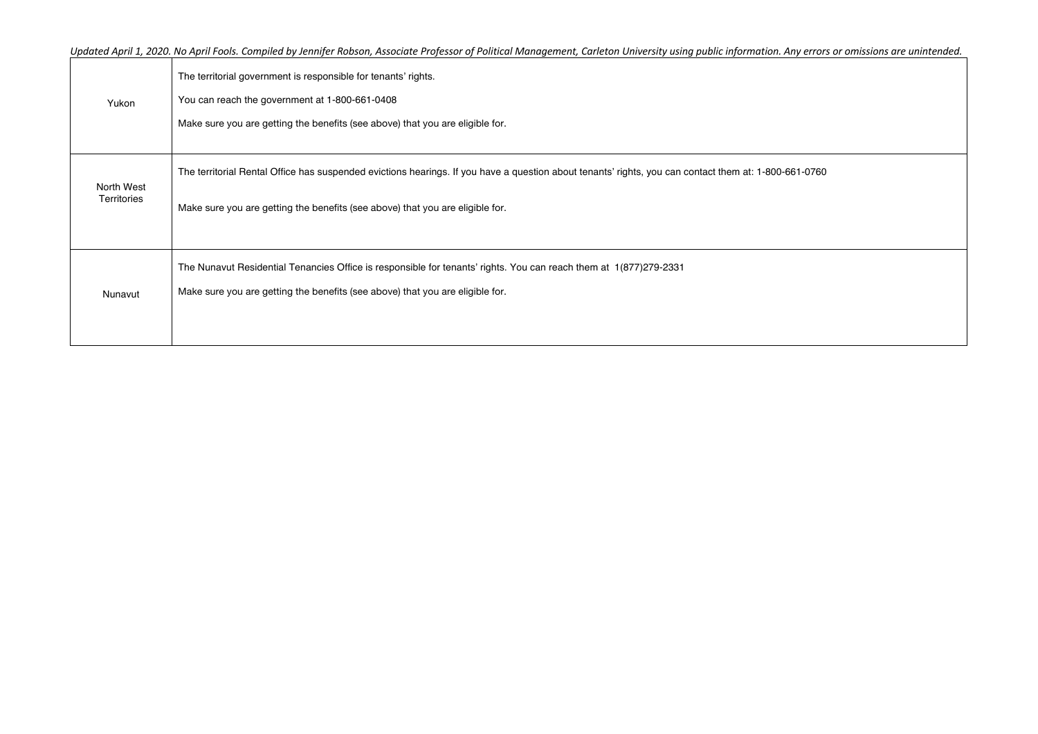| | |
|---|---|
| Yukon | The territorial government is responsible for tenants' rights.<br><br>You can reach the government at 1-800-661-0408<br><br>Make sure you are getting the benefits (see above) that you are eligible for. |
| North West Territories | The territorial Rental Office has suspended evictions hearings. If you have a question about tenants' rights, you can contact them at: 1-800-661-0760<br><br>Make sure you are getting the benefits (see above) that you are eligible for. |
| Nunavut | The Nunavut Residential Tenancies Office is responsible for tenants' rights. You can reach them at 1(877)279-2331<br><br>Make sure you are getting the benefits (see above) that you are eligible for. |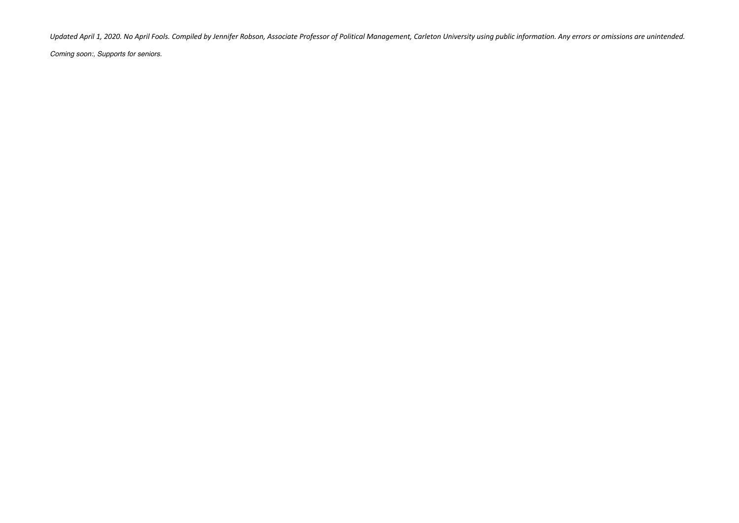*Updated April 1, 2020. No April Fools. Compiled by Jennifer Robson, Associate Professor of Political Management, Carleton University using public information. Any errors or omissions are unintended.*

*Coming soon:, Supports for seniors.*